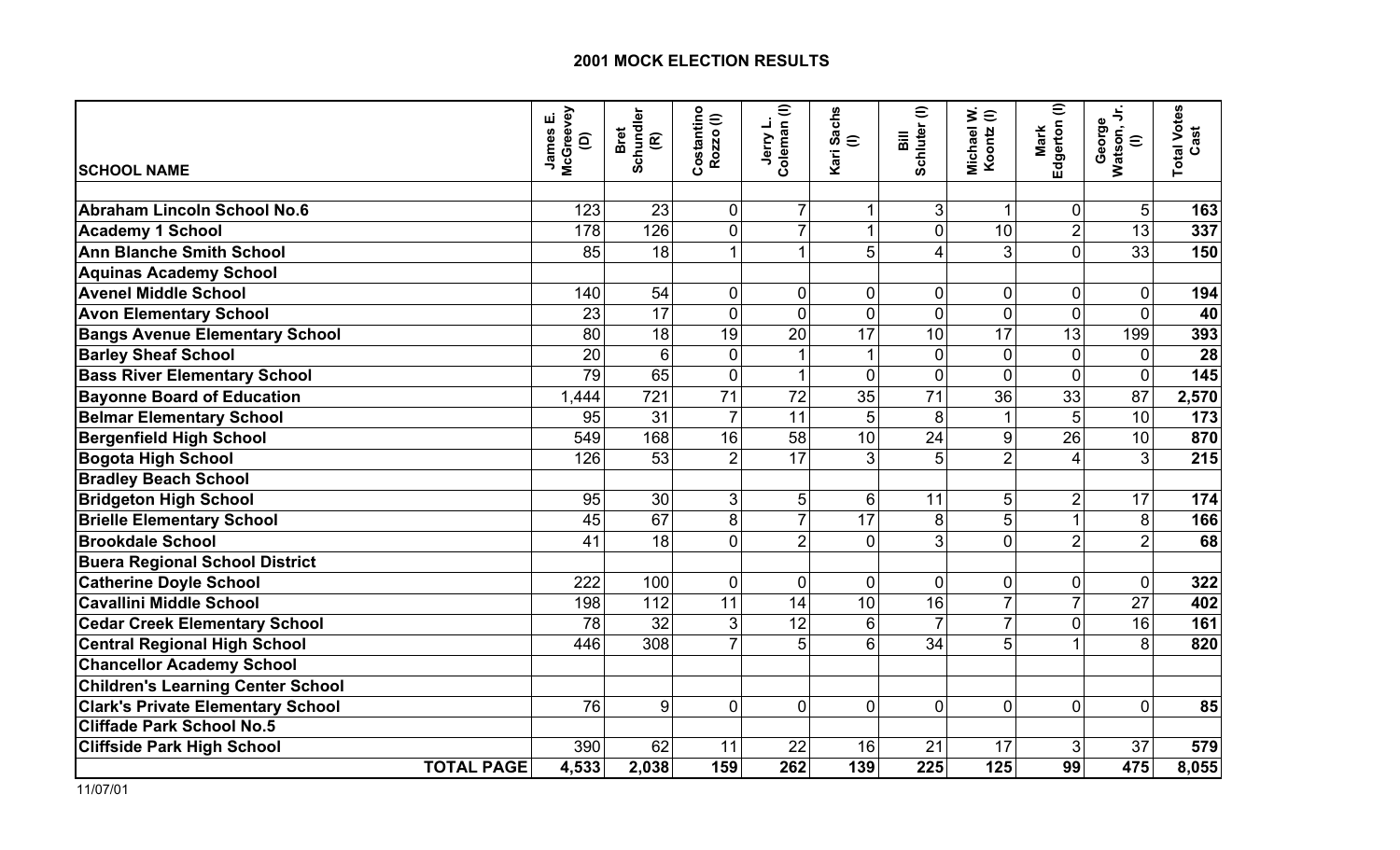# 2001 MOCK ELECTION RESULTS

| SCHOOL NAME | James E. McGreevey (D) | Bret Schundler (R) | Costantino Rozzo (I) | Jerry L. Coleman (I) | Kari Sachs (I) | Bill Schluter (I) | Michael W. Koontz (I) | Mark Edgerton (I) | George Watson, Jr. (I) | Total Votes Cast |
|---|---|---|---|---|---|---|---|---|---|---|
| **Abraham Lincoln School No.6** | 123 | 23 | 0 | 7 | 1 | 3 | 1 | 0 | 5 | **163** |
| **Academy 1 School** | 178 | 126 | 0 | 7 | 1 | 0 | 10 | 2 | 13 | **337** |
| **Ann Blanche Smith School** | 85 | 18 | 1 | 1 | 5 | 4 | 3 | 0 | 33 | **150** |
| **Aquinas Academy School** | | | | | | | | | | |
| **Avenel Middle School** | 140 | 54 | 0 | 0 | 0 | 0 | 0 | 0 | 0 | **194** |
| **Avon Elementary School** | 23 | 17 | 0 | 0 | 0 | 0 | 0 | 0 | 0 | **40** |
| **Bangs Avenue Elementary School** | 80 | 18 | 19 | 20 | 17 | 10 | 17 | 13 | 199 | **393** |
| **Barley Sheaf School** | 20 | 6 | 0 | 1 | 1 | 0 | 0 | 0 | 0 | **28** |
| **Bass River Elementary School** | 79 | 65 | 0 | 1 | 0 | 0 | 0 | 0 | 0 | **145** |
| **Bayonne Board of Education** | 1,444 | 721 | 71 | 72 | 35 | 71 | 36 | 33 | 87 | **2,570** |
| **Belmar Elementary School** | 95 | 31 | 7 | 11 | 5 | 8 | 1 | 5 | 10 | **173** |
| **Bergenfield High School** | 549 | 168 | 16 | 58 | 10 | 24 | 9 | 26 | 10 | **870** |
| **Bogota High School** | 126 | 53 | 2 | 17 | 3 | 5 | 2 | 4 | 3 | **215** |
| **Bradley Beach School** | | | | | | | | | | |
| **Bridgeton High School** | 95 | 30 | 3 | 5 | 6 | 11 | 5 | 2 | 17 | **174** |
| **Brielle Elementary School** | 45 | 67 | 8 | 7 | 17 | 8 | 5 | 1 | 8 | **166** |
| **Brookdale School** | 41 | 18 | 0 | 2 | 0 | 3 | 0 | 2 | 2 | **68** |
| **Buera Regional School District** | | | | | | | | | | |
| **Catherine Doyle School** | 222 | 100 | 0 | 0 | 0 | 0 | 0 | 0 | 0 | **322** |
| **Cavallini Middle School** | 198 | 112 | 11 | 14 | 10 | 16 | 7 | 7 | 27 | **402** |
| **Cedar Creek Elementary School** | 78 | 32 | 3 | 12 | 6 | 7 | 7 | 0 | 16 | **161** |
| **Central Regional High School** | 446 | 308 | 7 | 5 | 6 | 34 | 5 | 1 | 8 | **820** |
| **Chancellor Academy School** | | | | | | | | | | |
| **Children's Learning Center School** | | | | | | | | | | |
| **Clark's Private Elementary School** | 76 | 9 | 0 | 0 | 0 | 0 | 0 | 0 | 0 | **85** |
| **Cliffade Park School No.5** | | | | | | | | | | |
| **Cliffside Park High School** | 390 | 62 | 11 | 22 | 16 | 21 | 17 | 3 | 37 | **579** |
| **TOTAL PAGE** | **4,533** | **2,038** | **159** | **262** | **139** | **225** | **125** | **99** | **475** | **8,055** |

11/07/01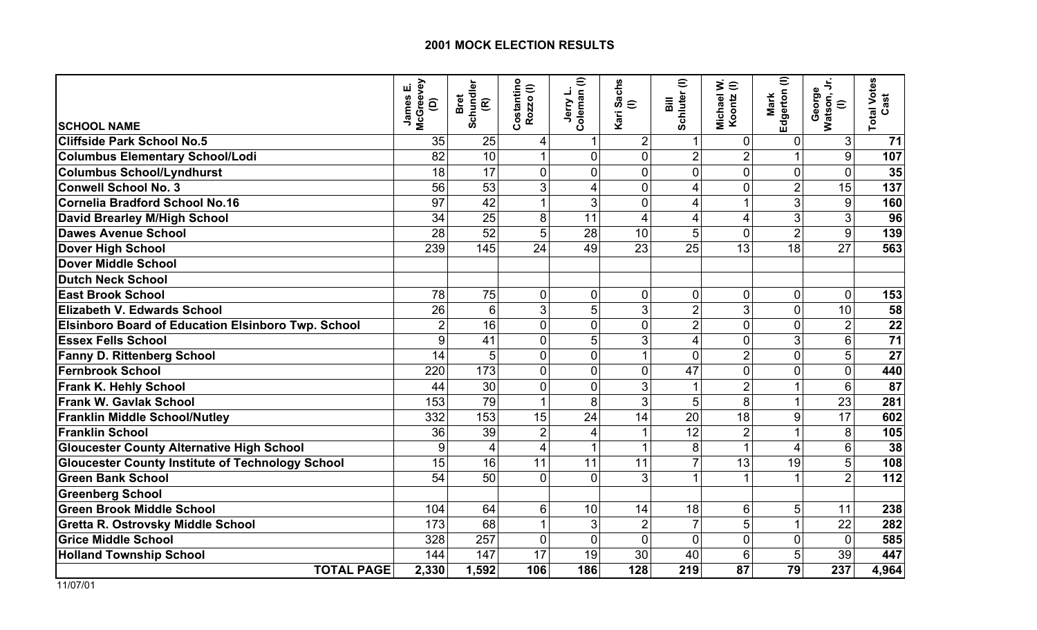## 2001 MOCK ELECTION RESULTS

| SCHOOL NAME | James E. McGreevey (D) | Bret Schundler (R) | Costantino Rozzo (I) | Jerry L. Coleman (I) | Kari Sachs (I) | Bill Schluter (I) | Michael W. Koontz (I) | Mark Edgerton (I) | George Watson, Jr. (I) | Total Votes Cast |
|---|---|---|---|---|---|---|---|---|---|---|
| **Cliffside Park School No.5** | 35 | 25 | 4 | 1 | 2 | 1 | 0 | 0 | 3 | **71** |
| **Columbus Elementary School/Lodi** | 82 | 10 | 1 | 0 | 0 | 2 | 2 | 1 | 9 | **107** |
| **Columbus School/Lyndhurst** | 18 | 17 | 0 | 0 | 0 | 0 | 0 | 0 | 0 | **35** |
| **Conwell School No. 3** | 56 | 53 | 3 | 4 | 0 | 4 | 0 | 2 | 15 | **137** |
| **Cornelia Bradford School No.16** | 97 | 42 | 1 | 3 | 0 | 4 | 1 | 3 | 9 | **160** |
| **David Brearley M/High School** | 34 | 25 | 8 | 11 | 4 | 4 | 4 | 3 | 3 | **96** |
| **Dawes Avenue School** | 28 | 52 | 5 | 28 | 10 | 5 | 0 | 2 | 9 | **139** |
| **Dover High School** | 239 | 145 | 24 | 49 | 23 | 25 | 13 | 18 | 27 | **563** |
| **Dover Middle School** | | | | | | | | | | |
| **Dutch Neck School** | | | | | | | | | | |
| **East Brook School** | 78 | 75 | 0 | 0 | 0 | 0 | 0 | 0 | 0 | **153** |
| **Elizabeth V. Edwards School** | 26 | 6 | 3 | 5 | 3 | 2 | 3 | 0 | 10 | **58** |
| **Elsinboro Board of Education Elsinboro Twp. School** | 2 | 16 | 0 | 0 | 0 | 2 | 0 | 0 | 2 | **22** |
| **Essex Fells School** | 9 | 41 | 0 | 5 | 3 | 4 | 0 | 3 | 6 | **71** |
| **Fanny D. Rittenberg School** | 14 | 5 | 0 | 0 | 1 | 0 | 2 | 0 | 5 | **27** |
| **Fernbrook School** | 220 | 173 | 0 | 0 | 0 | 47 | 0 | 0 | 0 | **440** |
| **Frank K. Hehly School** | 44 | 30 | 0 | 0 | 3 | 1 | 2 | 1 | 6 | **87** |
| **Frank W. Gavlak School** | 153 | 79 | 1 | 8 | 3 | 5 | 8 | 1 | 23 | **281** |
| **Franklin Middle School/Nutley** | 332 | 153 | 15 | 24 | 14 | 20 | 18 | 9 | 17 | **602** |
| **Franklin School** | 36 | 39 | 2 | 4 | 1 | 12 | 2 | 1 | 8 | **105** |
| **Gloucester County Alternative High School** | 9 | 4 | 4 | 1 | 1 | 8 | 1 | 4 | 6 | **38** |
| **Gloucester County Institute of Technology School** | 15 | 16 | 11 | 11 | 11 | 7 | 13 | 19 | 5 | **108** |
| **Green Bank School** | 54 | 50 | 0 | 0 | 3 | 1 | 1 | 1 | 2 | **112** |
| **Greenberg School** | | | | | | | | | | |
| **Green Brook Middle School** | 104 | 64 | 6 | 10 | 14 | 18 | 6 | 5 | 11 | **238** |
| **Gretta R. Ostrovsky Middle School** | 173 | 68 | 1 | 3 | 2 | 7 | 5 | 1 | 22 | **282** |
| **Grice Middle School** | 328 | 257 | 0 | 0 | 0 | 0 | 0 | 0 | 0 | **585** |
| **Holland Township School** | 144 | 147 | 17 | 19 | 30 | 40 | 6 | 5 | 39 | **447** |
| **TOTAL PAGE** | **2,330** | **1,592** | **106** | **186** | **128** | **219** | **87** | **79** | **237** | **4,964** |

11/07/01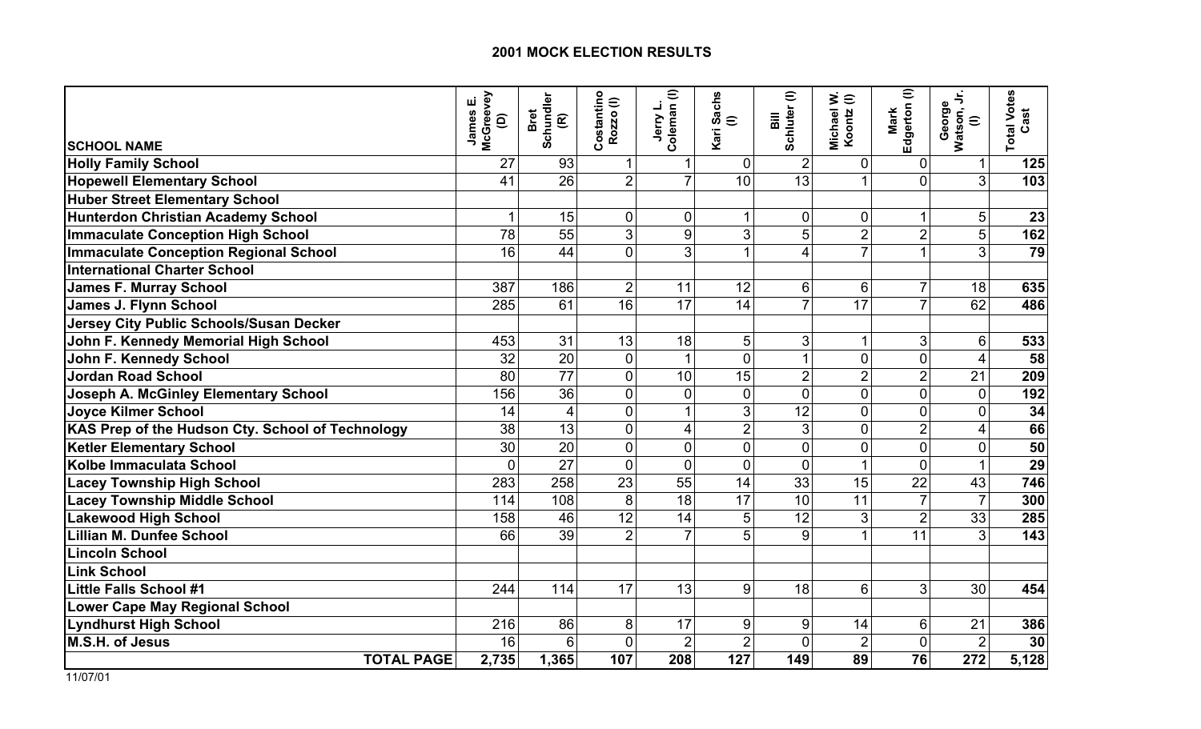## 2001 MOCK ELECTION RESULTS

| SCHOOL NAME | James E. McGreevey (D) | Bret Schundler (R) | Costantino Rozzo (I) | Jerry L. Coleman (I) | Kari Sachs (I) | Bill Schluter (I) | Michael W. Koontz (I) | Mark Edgerton (I) | George Watson, Jr. (I) | Total Votes Cast |
|---|---|---|---|---|---|---|---|---|---|---|
| **Holly Family School** | 27 | 93 | 1 | 1 | 0 | 2 | 0 | 0 | 1 | **125** |
| **Hopewell Elementary School** | 41 | 26 | 2 | 7 | 10 | 13 | 1 | 0 | 3 | **103** |
| **Huber Street Elementary School** | | | | | | | | | | |
| **Hunterdon Christian Academy School** | 1 | 15 | 0 | 0 | 1 | 0 | 0 | 1 | 5 | **23** |
| **Immaculate Conception High School** | 78 | 55 | 3 | 9 | 3 | 5 | 2 | 2 | 5 | **162** |
| **Immaculate Conception Regional School** | 16 | 44 | 0 | 3 | 1 | 4 | 7 | 1 | 3 | **79** |
| **International Charter School** | | | | | | | | | | |
| **James F. Murray School** | 387 | 186 | 2 | 11 | 12 | 6 | 6 | 7 | 18 | **635** |
| **James J. Flynn School** | 285 | 61 | 16 | 17 | 14 | 7 | 17 | 7 | 62 | **486** |
| **Jersey City Public Schools/Susan Decker** | | | | | | | | | | |
| **John F. Kennedy Memorial High School** | 453 | 31 | 13 | 18 | 5 | 3 | 1 | 3 | 6 | **533** |
| **John F. Kennedy School** | 32 | 20 | 0 | 1 | 0 | 1 | 0 | 0 | 4 | **58** |
| **Jordan Road School** | 80 | 77 | 0 | 10 | 15 | 2 | 2 | 2 | 21 | **209** |
| **Joseph A. McGinley Elementary School** | 156 | 36 | 0 | 0 | 0 | 0 | 0 | 0 | 0 | **192** |
| **Joyce Kilmer School** | 14 | 4 | 0 | 1 | 3 | 12 | 0 | 0 | 0 | **34** |
| **KAS Prep of the Hudson Cty. School of Technology** | 38 | 13 | 0 | 4 | 2 | 3 | 0 | 2 | 4 | **66** |
| **Ketler Elementary School** | 30 | 20 | 0 | 0 | 0 | 0 | 0 | 0 | 0 | **50** |
| **Kolbe Immaculata School** | 0 | 27 | 0 | 0 | 0 | 0 | 1 | 0 | 1 | **29** |
| **Lacey Township High School** | 283 | 258 | 23 | 55 | 14 | 33 | 15 | 22 | 43 | **746** |
| **Lacey Township Middle School** | 114 | 108 | 8 | 18 | 17 | 10 | 11 | 7 | 7 | **300** |
| **Lakewood High School** | 158 | 46 | 12 | 14 | 5 | 12 | 3 | 2 | 33 | **285** |
| **Lillian M. Dunfee School** | 66 | 39 | 2 | 7 | 5 | 9 | 1 | 11 | 3 | **143** |
| **Lincoln School** | | | | | | | | | | |
| **Link School** | | | | | | | | | | |
| **Little Falls School #1** | 244 | 114 | 17 | 13 | 9 | 18 | 6 | 3 | 30 | **454** |
| **Lower Cape May Regional School** | | | | | | | | | | |
| **Lyndhurst High School** | 216 | 86 | 8 | 17 | 9 | 9 | 14 | 6 | 21 | **386** |
| **M.S.H. of Jesus** | 16 | 6 | 0 | 2 | 2 | 0 | 2 | 0 | 2 | **30** |
| **TOTAL PAGE** | **2,735** | **1,365** | **107** | **208** | **127** | **149** | **89** | **76** | **272** | **5,128** |

11/07/01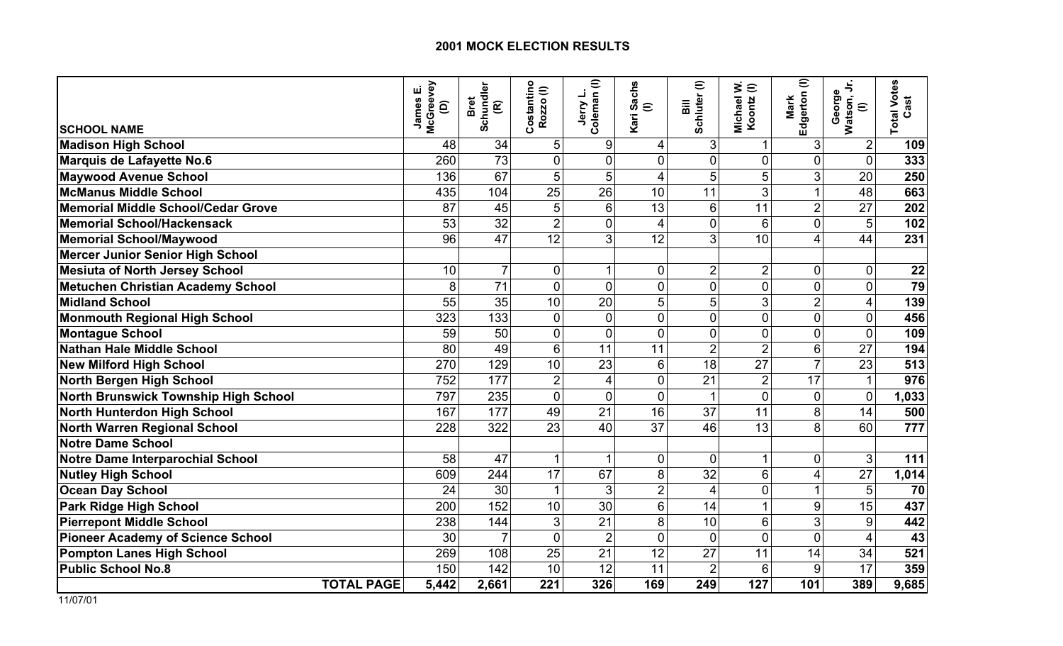## 2001 MOCK ELECTION RESULTS

| SCHOOL NAME | James E. McGreevey (D) | Bret Schundler (R) | Costantino Rozzo (I) | Jerry L. Coleman (I) | Kari Sachs (I) | Bill Schluter (I) | Michael W. Koontz (I) | Mark Edgerton (I) | George Watson, Jr. (I) | Total Votes Cast |
|---|---|---|---|---|---|---|---|---|---|---|
| **Madison High School** | 48 | 34 | 5 | 9 | 4 | 3 | 1 | 3 | 2 | **109** |
| **Marquis de Lafayette No.6** | 260 | 73 | 0 | 0 | 0 | 0 | 0 | 0 | 0 | **333** |
| **Maywood Avenue School** | 136 | 67 | 5 | 5 | 4 | 5 | 5 | 3 | 20 | **250** |
| **McManus Middle School** | 435 | 104 | 25 | 26 | 10 | 11 | 3 | 1 | 48 | **663** |
| **Memorial Middle School/Cedar Grove** | 87 | 45 | 5 | 6 | 13 | 6 | 11 | 2 | 27 | **202** |
| **Memorial School/Hackensack** | 53 | 32 | 2 | 0 | 4 | 0 | 6 | 0 | 5 | **102** |
| **Memorial School/Maywood** | 96 | 47 | 12 | 3 | 12 | 3 | 10 | 4 | 44 | **231** |
| **Mercer Junior Senior High School** | | | | | | | | | | |
| **Mesiuta of North Jersey School** | 10 | 7 | 0 | 1 | 0 | 2 | 2 | 0 | 0 | **22** |
| **Metuchen Christian Academy School** | 8 | 71 | 0 | 0 | 0 | 0 | 0 | 0 | 0 | **79** |
| **Midland School** | 55 | 35 | 10 | 20 | 5 | 5 | 3 | 2 | 4 | **139** |
| **Monmouth Regional High School** | 323 | 133 | 0 | 0 | 0 | 0 | 0 | 0 | 0 | **456** |
| **Montague School** | 59 | 50 | 0 | 0 | 0 | 0 | 0 | 0 | 0 | **109** |
| **Nathan Hale Middle School** | 80 | 49 | 6 | 11 | 11 | 2 | 2 | 6 | 27 | **194** |
| **New Milford High School** | 270 | 129 | 10 | 23 | 6 | 18 | 27 | 7 | 23 | **513** |
| **North Bergen High School** | 752 | 177 | 2 | 4 | 0 | 21 | 2 | 17 | 1 | **976** |
| **North Brunswick Township High School** | 797 | 235 | 0 | 0 | 0 | 1 | 0 | 0 | 0 | **1,033** |
| **North Hunterdon High School** | 167 | 177 | 49 | 21 | 16 | 37 | 11 | 8 | 14 | **500** |
| **North Warren Regional School** | 228 | 322 | 23 | 40 | 37 | 46 | 13 | 8 | 60 | **777** |
| **Notre Dame School** | | | | | | | | | | |
| **Notre Dame Interparochial School** | 58 | 47 | 1 | 1 | 0 | 0 | 1 | 0 | 3 | **111** |
| **Nutley High School** | 609 | 244 | 17 | 67 | 8 | 32 | 6 | 4 | 27 | **1,014** |
| **Ocean Day School** | 24 | 30 | 1 | 3 | 2 | 4 | 0 | 1 | 5 | **70** |
| **Park Ridge High School** | 200 | 152 | 10 | 30 | 6 | 14 | 1 | 9 | 15 | **437** |
| **Pierrepont Middle School** | 238 | 144 | 3 | 21 | 8 | 10 | 6 | 3 | 9 | **442** |
| **Pioneer Academy of Science School** | 30 | 7 | 0 | 2 | 0 | 0 | 0 | 0 | 4 | **43** |
| **Pompton Lanes High School** | 269 | 108 | 25 | 21 | 12 | 27 | 11 | 14 | 34 | **521** |
| **Public School No.8** | 150 | 142 | 10 | 12 | 11 | 2 | 6 | 9 | 17 | **359** |
| **TOTAL PAGE** | **5,442** | **2,661** | **221** | **326** | **169** | **249** | **127** | **101** | **389** | **9,685** |

11/07/01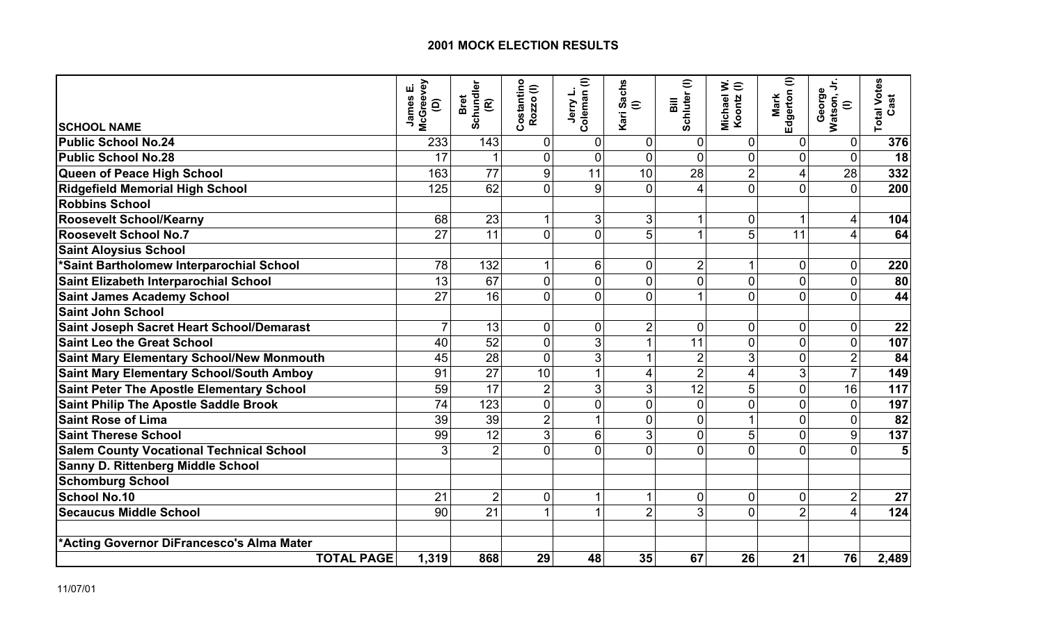## 2001 MOCK ELECTION RESULTS

| SCHOOL NAME | James E. McGreevey (D) | Bret Schundler (R) | Costantino Rozzo (I) | Jerry L. Coleman (I) | Kari Sachs (I) | Bill Schluter (I) | Michael W. Koontz (I) | Mark Edgerton (I) | George Watson, Jr. (I) | Total Votes Cast |
|---|---|---|---|---|---|---|---|---|---|---|
| **Public School No.24** | 233 | 143 | 0 | 0 | 0 | 0 | 0 | 0 | 0 | **376** |
| **Public School No.28** | 17 | 1 | 0 | 0 | 0 | 0 | 0 | 0 | 0 | **18** |
| **Queen of Peace High School** | 163 | 77 | 9 | 11 | 10 | 28 | 2 | 4 | 28 | **332** |
| **Ridgefield Memorial High School** | 125 | 62 | 0 | 9 | 0 | 4 | 0 | 0 | 0 | **200** |
| **Robbins School** | | | | | | | | | | |
| **Roosevelt School/Kearny** | 68 | 23 | 1 | 3 | 3 | 1 | 0 | 1 | 4 | **104** |
| **Roosevelt School No.7** | 27 | 11 | 0 | 0 | 5 | 1 | 5 | 11 | 4 | **64** |
| **Saint Aloysius School** | | | | | | | | | | |
| ***Saint Bartholomew Interparochial School** | 78 | 132 | 1 | 6 | 0 | 2 | 1 | 0 | 0 | **220** |
| **Saint Elizabeth Interparochial School** | 13 | 67 | 0 | 0 | 0 | 0 | 0 | 0 | 0 | **80** |
| **Saint James Academy School** | 27 | 16 | 0 | 0 | 0 | 1 | 0 | 0 | 0 | **44** |
| **Saint John School** | | | | | | | | | | |
| **Saint Joseph Sacret Heart School/Demarast** | 7 | 13 | 0 | 0 | 2 | 0 | 0 | 0 | 0 | **22** |
| **Saint Leo the Great School** | 40 | 52 | 0 | 3 | 1 | 11 | 0 | 0 | 0 | **107** |
| **Saint Mary Elementary School/New Monmouth** | 45 | 28 | 0 | 3 | 1 | 2 | 3 | 0 | 2 | **84** |
| **Saint Mary Elementary School/South Amboy** | 91 | 27 | 10 | 1 | 4 | 2 | 4 | 3 | 7 | **149** |
| **Saint Peter The Apostle Elementary School** | 59 | 17 | 2 | 3 | 3 | 12 | 5 | 0 | 16 | **117** |
| **Saint Philip The Apostle Saddle Brook** | 74 | 123 | 0 | 0 | 0 | 0 | 0 | 0 | 0 | **197** |
| **Saint Rose of Lima** | 39 | 39 | 2 | 1 | 0 | 0 | 1 | 0 | 0 | **82** |
| **Saint Therese School** | 99 | 12 | 3 | 6 | 3 | 0 | 5 | 0 | 9 | **137** |
| **Salem County Vocational Technical School** | 3 | 2 | 0 | 0 | 0 | 0 | 0 | 0 | 0 | **5** |
| **Sanny D. Rittenberg Middle School** | | | | | | | | | | |
| **Schomburg School** | | | | | | | | | | |
| **School No.10** | 21 | 2 | 0 | 1 | 1 | 0 | 0 | 0 | 2 | **27** |
| **Secaucus Middle School** | 90 | 21 | 1 | 1 | 2 | 3 | 0 | 2 | 4 | **124** |
| | | | | | | | | | | |
| ***Acting Governor DiFrancesco's Alma Mater** | | | | | | | | | | |
| **TOTAL PAGE** | **1,319** | **868** | **29** | **48** | **35** | **67** | **26** | **21** | **76** | **2,489** |

11/07/01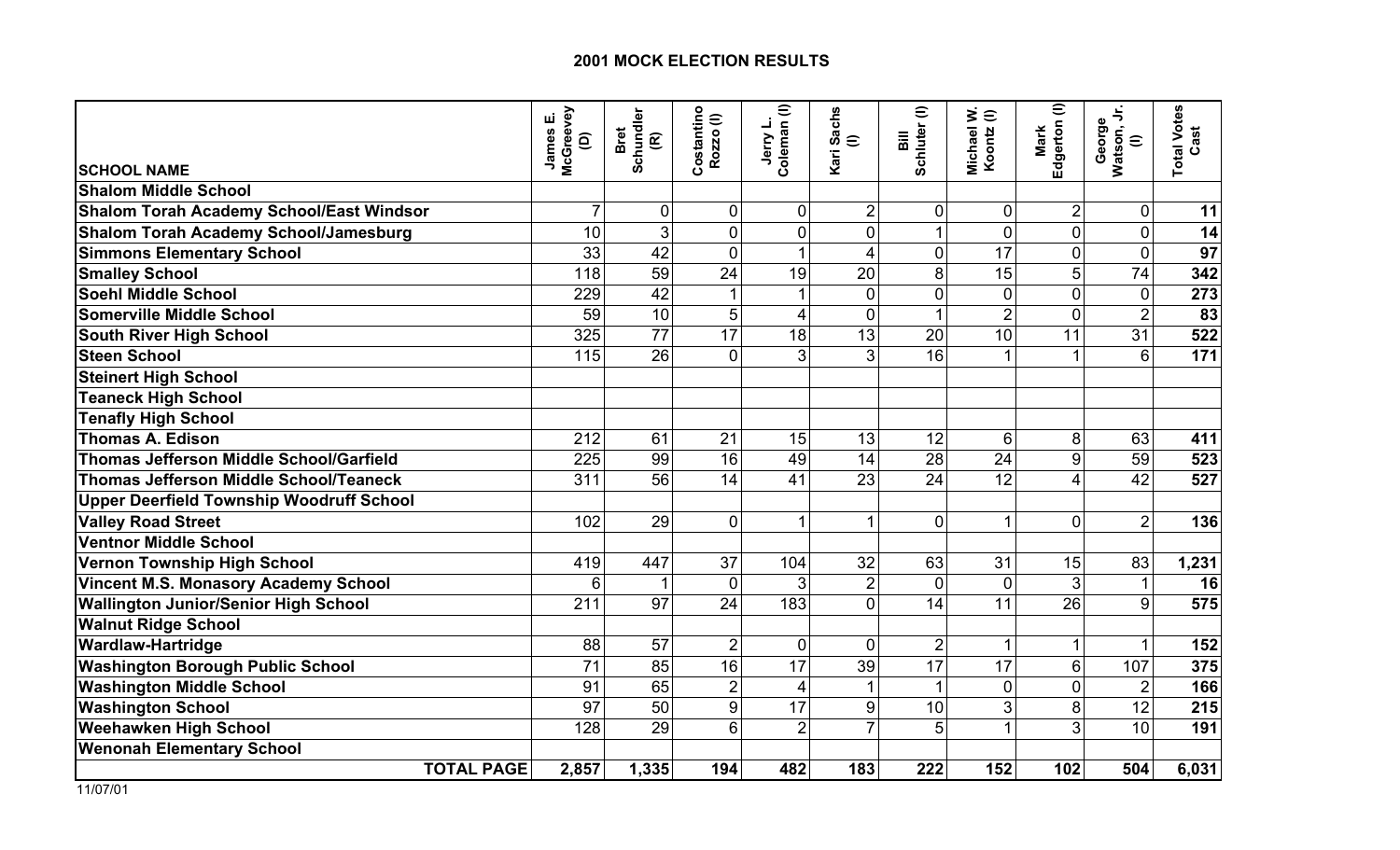# 2001 MOCK ELECTION RESULTS

| SCHOOL NAME | James E. McGreevey (D) | Bret Schundler (R) | Costantino Rozzo (I) | Jerry L. Coleman (I) | Kari Sachs (I) | Bill Schluter (I) | Michael W. Koontz (I) | Mark Edgerton (I) | George Watson, Jr. (I) | Total Votes Cast |
|---|---|---|---|---|---|---|---|---|---|---|
| **Shalom Middle School** | | | | | | | | | | |
| **Shalom Torah Academy School/East Windsor** | 7 | 0 | 0 | 0 | 2 | 0 | 0 | 2 | 0 | **11** |
| **Shalom Torah Academy School/Jamesburg** | 10 | 3 | 0 | 0 | 0 | 1 | 0 | 0 | 0 | **14** |
| **Simmons Elementary School** | 33 | 42 | 0 | 1 | 4 | 0 | 17 | 0 | 0 | **97** |
| **Smalley School** | 118 | 59 | 24 | 19 | 20 | 8 | 15 | 5 | 74 | **342** |
| **Soehl Middle School** | 229 | 42 | 1 | 1 | 0 | 0 | 0 | 0 | 0 | **273** |
| **Somerville Middle School** | 59 | 10 | 5 | 4 | 0 | 1 | 2 | 0 | 2 | **83** |
| **South River High School** | 325 | 77 | 17 | 18 | 13 | 20 | 10 | 11 | 31 | **522** |
| **Steen School** | 115 | 26 | 0 | 3 | 3 | 16 | 1 | 1 | 6 | **171** |
| **Steinert High School** | | | | | | | | | | |
| **Teaneck High School** | | | | | | | | | | |
| **Tenafly High School** | | | | | | | | | | |
| **Thomas A. Edison** | 212 | 61 | 21 | 15 | 13 | 12 | 6 | 8 | 63 | **411** |
| **Thomas Jefferson Middle School/Garfield** | 225 | 99 | 16 | 49 | 14 | 28 | 24 | 9 | 59 | **523** |
| **Thomas Jefferson Middle School/Teaneck** | 311 | 56 | 14 | 41 | 23 | 24 | 12 | 4 | 42 | **527** |
| **Upper Deerfield Township Woodruff School** | | | | | | | | | | |
| **Valley Road Street** | 102 | 29 | 0 | 1 | 1 | 0 | 1 | 0 | 2 | **136** |
| **Ventnor Middle School** | | | | | | | | | | |
| **Vernon Township High School** | 419 | 447 | 37 | 104 | 32 | 63 | 31 | 15 | 83 | **1,231** |
| **Vincent M.S. Monasory Academy School** | 6 | 1 | 0 | 3 | 2 | 0 | 0 | 3 | 1 | **16** |
| **Wallington Junior/Senior High School** | 211 | 97 | 24 | 183 | 0 | 14 | 11 | 26 | 9 | **575** |
| **Walnut Ridge School** | | | | | | | | | | |
| **Wardlaw-Hartridge** | 88 | 57 | 2 | 0 | 0 | 2 | 1 | 1 | 1 | **152** |
| **Washington Borough Public School** | 71 | 85 | 16 | 17 | 39 | 17 | 17 | 6 | 107 | **375** |
| **Washington Middle School** | 91 | 65 | 2 | 4 | 1 | 1 | 0 | 0 | 2 | **166** |
| **Washington School** | 97 | 50 | 9 | 17 | 9 | 10 | 3 | 8 | 12 | **215** |
| **Weehawken High School** | 128 | 29 | 6 | 2 | 7 | 5 | 1 | 3 | 10 | **191** |
| **Wenonah Elementary School** | | | | | | | | | | |
| **TOTAL PAGE** | **2,857** | **1,335** | **194** | **482** | **183** | **222** | **152** | **102** | **504** | **6,031** |

11/07/01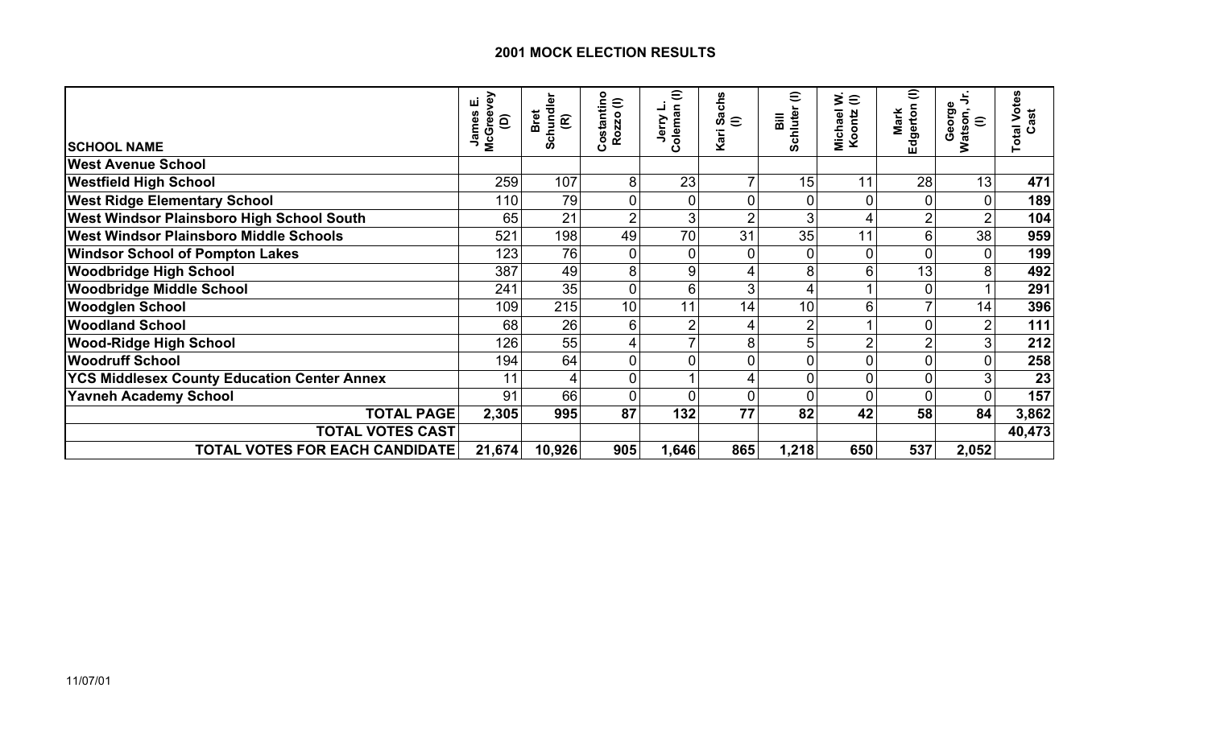## 2001 MOCK ELECTION RESULTS

| SCHOOL NAME | James E. McGreevey (D) | Bret Schundler (R) | Costantino Rozzo (I) | Jerry L. Coleman (I) | Kari Sachs (I) | Bill Schluter (I) | Michael W. Koontz (I) | Mark Edgerton (I) | George Watson, Jr. (I) | Total Votes Cast |
|---|---|---|---|---|---|---|---|---|---|---|
| **West Avenue School** | | | | | | | | | | |
| **Westfield High School** | 259 | 107 | 8 | 23 | 7 | 15 | 11 | 28 | 13 | **471** |
| **West Ridge Elementary School** | 110 | 79 | 0 | 0 | 0 | 0 | 0 | 0 | 0 | **189** |
| **West Windsor Plainsboro High School South** | 65 | 21 | 2 | 3 | 2 | 3 | 4 | 2 | 2 | **104** |
| **West Windsor Plainsboro Middle Schools** | 521 | 198 | 49 | 70 | 31 | 35 | 11 | 6 | 38 | **959** |
| **Windsor School of Pompton Lakes** | 123 | 76 | 0 | 0 | 0 | 0 | 0 | 0 | 0 | **199** |
| **Woodbridge High School** | 387 | 49 | 8 | 9 | 4 | 8 | 6 | 13 | 8 | **492** |
| **Woodbridge Middle School** | 241 | 35 | 0 | 6 | 3 | 4 | 1 | 0 | 1 | **291** |
| **Woodglen School** | 109 | 215 | 10 | 11 | 14 | 10 | 6 | 7 | 14 | **396** |
| **Woodland School** | 68 | 26 | 6 | 2 | 4 | 2 | 1 | 0 | 2 | **111** |
| **Wood-Ridge High School** | 126 | 55 | 4 | 7 | 8 | 5 | 2 | 2 | 3 | **212** |
| **Woodruff School** | 194 | 64 | 0 | 0 | 0 | 0 | 0 | 0 | 0 | **258** |
| **YCS Middlesex County Education Center Annex** | 11 | 4 | 0 | 1 | 4 | 0 | 0 | 0 | 3 | **23** |
| **Yavneh Academy School** | 91 | 66 | 0 | 0 | 0 | 0 | 0 | 0 | 0 | **157** |
| **TOTAL PAGE** | **2,305** | **995** | **87** | **132** | **77** | **82** | **42** | **58** | **84** | **3,862** |
| **TOTAL VOTES CAST** | | | | | | | | | | **40,473** |
| **TOTAL VOTES FOR EACH CANDIDATE** | **21,674** | **10,926** | **905** | **1,646** | **865** | **1,218** | **650** | **537** | **2,052** | |

11/07/01